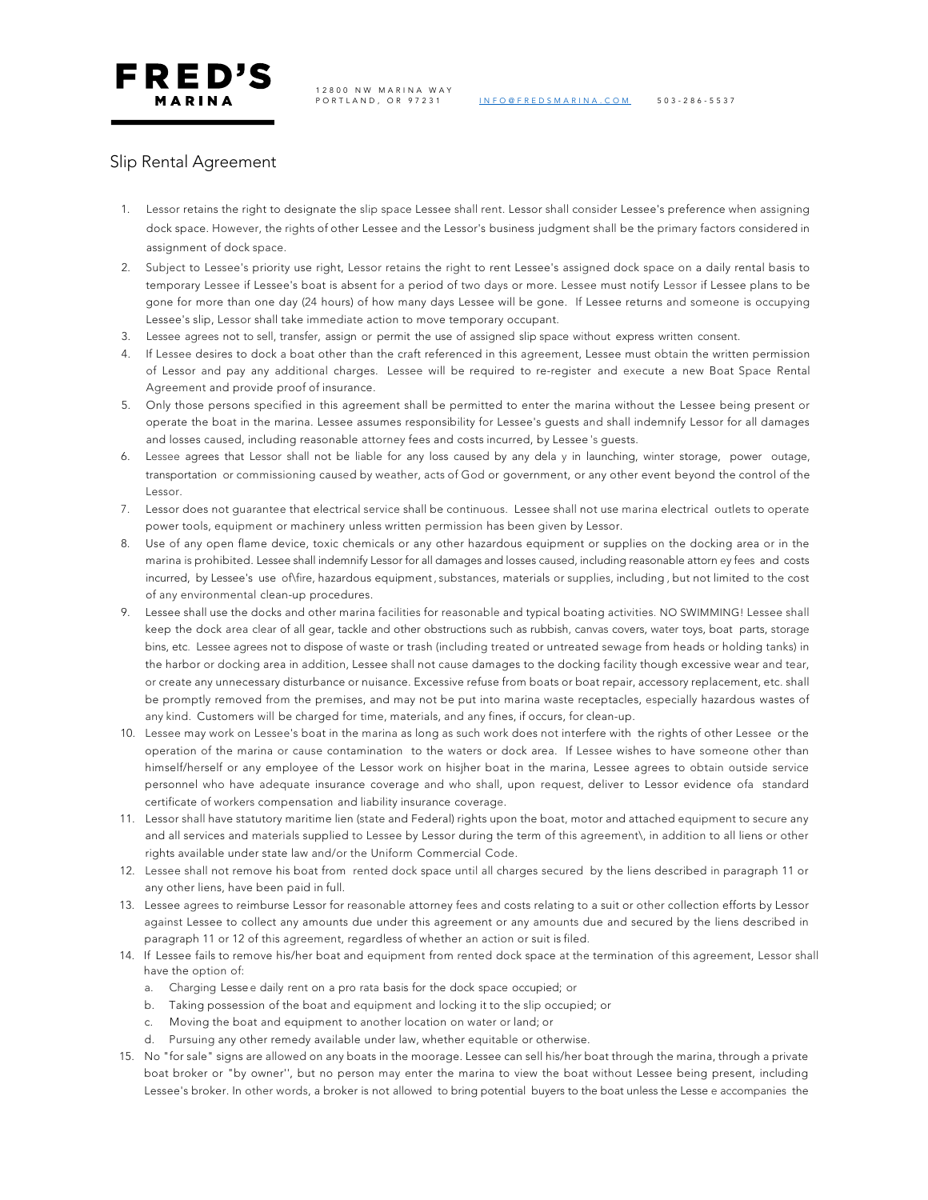# FRED'S MARINA

12800 NW MARINA WAY
PORTLAND, OR 97231 INFO@FREDSMARINA.COM 503-286-5537

## Slip Rental Agreement

1. Lessor retains the right to designate the slip space Lessee shall rent. Lessor shall consider Lessee's preference when assigning dock space. However, the rights of other Lessee and the Lessor's business judgment shall be the primary factors considered in assignment of dock space.
2. Subject to Lessee's priority use right, Lessor retains the right to rent Lessee's assigned dock space on a daily rental basis to temporary Lessee if Lessee's boat is absent for a period of two days or more. Lessee must notify Lessor if Lessee plans to be gone for more than one day (24 hours) of how many days Lessee will be gone. If Lessee returns and someone is occupying Lessee's slip, Lessor shall take immediate action to move temporary occupant.
3. Lessee agrees not to sell, transfer, assign or permit the use of assigned slip space without express written consent.
4. If Lessee desires to dock a boat other than the craft referenced in this agreement, Lessee must obtain the written permission of Lessor and pay any additional charges. Lessee will be required to re-register and execute a new Boat Space Rental Agreement and provide proof of insurance.
5. Only those persons specified in this agreement shall be permitted to enter the marina without the Lessee being present or operate the boat in the marina. Lessee assumes responsibility for Lessee's guests and shall indemnify Lessor for all damages and losses caused, including reasonable attorney fees and costs incurred, by Lessee's guests.
6. Lessee agrees that Lessor shall not be liable for any loss caused by any dela y in launching, winter storage, power outage, transportation or commissioning caused by weather, acts of God or government, or any other event beyond the control of the Lessor.
7. Lessor does not guarantee that electrical service shall be continuous. Lessee shall not use marina electrical outlets to operate power tools, equipment or machinery unless written permission has been given by Lessor.
8. Use of any open flame device, toxic chemicals or any other hazardous equipment or supplies on the docking area or in the marina is prohibited. Lessee shall indemnify Lessor for all damages and losses caused, including reasonable attorn ey fees and costs incurred, by Lessee's use of\fire, hazardous equipment, substances, materials or supplies, including, but not limited to the cost of any environmental clean-up procedures.
9. Lessee shall use the docks and other marina facilities for reasonable and typical boating activities. NO SWIMMING! Lessee shall keep the dock area clear of all gear, tackle and other obstructions such as rubbish, canvas covers, water toys, boat parts, storage bins, etc. Lessee agrees not to dispose of waste or trash (including treated or untreated sewage from heads or holding tanks) in the harbor or docking area in addition, Lessee shall not cause damages to the docking facility though excessive wear and tear, or create any unnecessary disturbance or nuisance. Excessive refuse from boats or boat repair, accessory replacement, etc. shall be promptly removed from the premises, and may not be put into marina waste receptacles, especially hazardous wastes of any kind. Customers will be charged for time, materials, and any fines, if occurs, for clean-up.
10. Lessee may work on Lessee's boat in the marina as long as such work does not interfere with the rights of other Lessee or the operation of the marina or cause contamination to the waters or dock area. If Lessee wishes to have someone other than himself/herself or any employee of the Lessor work on hisjher boat in the marina, Lessee agrees to obtain outside service personnel who have adequate insurance coverage and who shall, upon request, deliver to Lessor evidence ofa standard certificate of workers compensation and liability insurance coverage.
11. Lessor shall have statutory maritime lien (state and Federal) rights upon the boat, motor and attached equipment to secure any and all services and materials supplied to Lessee by Lessor during the term of this agreement\, in addition to all liens or other rights available under state law and/or the Uniform Commercial Code.
12. Lessee shall not remove his boat from rented dock space until all charges secured by the liens described in paragraph 11 or any other liens, have been paid in full.
13. Lessee agrees to reimburse Lessor for reasonable attorney fees and costs relating to a suit or other collection efforts by Lessor against Lessee to collect any amounts due under this agreement or any amounts due and secured by the liens described in paragraph 11 or 12 of this agreement, regardless of whether an action or suit is filed.
14. If Lessee fails to remove his/her boat and equipment from rented dock space at the termination of this agreement, Lessor shall have the option of:
    a. Charging Lesse e daily rent on a pro rata basis for the dock space occupied; or
    b. Taking possession of the boat and equipment and locking it to the slip occupied; or
    c. Moving the boat and equipment to another location on water or land; or
    d. Pursuing any other remedy available under law, whether equitable or otherwise.
15. No "for sale" signs are allowed on any boats in the moorage. Lessee can sell his/her boat through the marina, through a private boat broker or "by owner'', but no person may enter the marina to view the boat without Lessee being present, including Lessee's broker. In other words, a broker is not allowed to bring potential buyers to the boat unless the Lesse e accompanies the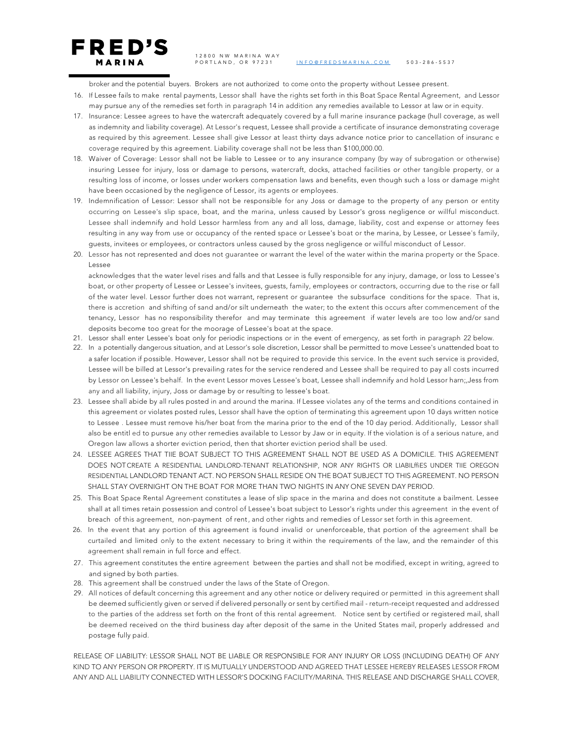broker and the potential buyers. Brokers are not authorized to come onto the property without Lessee present.

16. If Lessee fails to make rental payments, Lessor shall have the rights set forth in this Boat Space Rental Agreement, and Lessor may pursue any of the remedies set forth in paragraph 14 in addition any remedies available to Lessor at law or in equity.
17. Insurance: Lessee agrees to have the watercraft adequately covered by a full marine insurance package (hull coverage, as well as indemnity and liability coverage). At Lessor's request, Lessee shall provide a certificate of insurance demonstrating coverage as required by this agreement. Lessee shall give Lessor at least thirty days advance notice prior to cancellation of insuranc e coverage required by this agreement. Liability coverage shall not be less than $100,000.00.
18. Waiver of Coverage: Lessor shall not be liable to Lessee or to any insurance company (by way of subrogation or otherwise) insuring Lessee for injury, loss or damage to persons, watercraft, docks, attached facilities or other tangible property, or a resulting loss of income, or losses under workers compensation laws and benefits, even though such a loss or damage might have been occasioned by the negligence of Lessor, its agents or employees.
19. Indemnification of Lessor: Lessor shall not be responsible for any Joss or damage to the property of any person or entity occurring on Lessee's slip space, boat, and the marina, unless caused by Lessor's gross negligence or willful misconduct. Lessee shall indemnify and hold Lessor harmless from any and all loss, damage, liability, cost and expense or attorney fees resulting in any way from use or occupancy of the rented space or Lessee's boat or the marina, by Lessee, or Lessee's family, guests, invitees or employees, or contractors unless caused by the gross negligence or willful misconduct of Lessor.
20. Lessor has not represented and does not guarantee or warrant the level of the water within the marina property or the Space. Lessee

    acknowledges that the water level rises and falls and that Lessee is fully responsible for any injury, damage, or loss to Lessee's boat, or other property of Lessee or Lessee's invitees, guests, family, employees or contractors, occurring due to the rise or fall of the water level. Lessor further does not warrant, represent or guarantee the subsurface conditions for the space. That is, there is accretion and shifting of sand and/or silt underneath the water; to the extent this occurs after commencement of the tenancy, Lessor has no responsibility therefor and may terminate this agreement if water levels are too low and/or sand deposits become too great for the moorage of Lessee's boat at the space.
21. Lessor shall enter Lessee's boat only for periodic inspections or in the event of emergency, as set forth in paragraph 22 below.
22. In a potentially dangerous situation, and at Lessor's sole discretion, Lessor shall be permitted to move Lessee's unattended boat to a safer location if possible. However, Lessor shall not be required to provide this service. In the event such service is provided, Lessee will be billed at Lessor's prevailing rates for the service rendered and Lessee shall be required to pay all costs incurred by Lessor on Lessee's behalf. In the event Lessor moves Lessee's boat, Lessee shall indemnify and hold Lessor harn;,Jess from any and all liability, injury, Joss or damage by or resulting to lessee's boat.
23. Lessee shall abide by all rules posted in and around the marina. If Lessee violates any of the terms and conditions contained in this agreement or violates posted rules, Lessor shall have the option of terminating this agreement upon 10 days written notice to Lessee . Lessee must remove his/her boat from the marina prior to the end of the 10 day period. Additionally, Lessor shall also be entitl ed to pursue any other remedies available to Lessor by Jaw or in equity. If the violation is of a serious nature, and Oregon law allows a shorter eviction period, then that shorter eviction period shall be used.
24. LESSEE AGREES THAT TIIE BOAT SUBJECT TO THIS AGREEMENT SHALL NOT BE USED AS A DOMICILE. THIS AGREEMENT DOES NOT CREATE A RESIDENTIAL LANDLORD-TENANT RELATIONSHIP, NOR ANY RIGHTS OR LIABILffiES UNDER TIIE OREGON RESIDENTIAL LANDLORD TENANT ACT. NO PERSON SHALL RESIDE ON THE BOAT SUBJECT TO THIS AGREEMENT. NO PERSON SHALL STAY OVERNIGHT ON THE BOAT FOR MORE THAN TWO NIGHTS IN ANY ONE SEVEN DAY PERIOD.
25. This Boat Space Rental Agreement constitutes a lease of slip space in the marina and does not constitute a bailment. Lessee shall at all times retain possession and control of Lessee's boat subject to Lessor's rights under this agreement in the event of breach of this agreement, non-payment of rent, and other rights and remedies of Lessor set forth in this agreement.
26. In the event that any portion of this agreement is found invalid or unenforceable, that portion of the agreement shall be curtailed and limited only to the extent necessary to bring it within the requirements of the law, and the remainder of this agreement shall remain in full force and effect.
27. This agreement constitutes the entire agreement between the parties and shall not be modified, except in writing, agreed to and signed by both parties.
28. This agreement shall be construed under the laws of the State of Oregon.
29. All notices of default concerning this agreement and any other notice or delivery required or permitted in this agreement shall be deemed sufficiently given or served if delivered personally or sent by certified mail - return-receipt requested and addressed to the parties of the address set forth on the front of this rental agreement. Notice sent by certified or registered mail, shall be deemed received on the third business day after deposit of the same in the United States mail, properly addressed and postage fully paid.

RELEASE OF LIABILITY: LESSOR SHALL NOT BE LIABLE OR RESPONSIBLE FOR ANY INJURY OR LOSS (INCLUDING DEATH) OF ANY KIND TO ANY PERSON OR PROPERTY. IT IS MUTUALLY UNDERSTOOD AND AGREED THAT LESSEE HEREBY RELEASES LESSOR FROM ANY AND ALL LIABILITY CONNECTED WITH LESSOR'S DOCKING FACILITY/MARINA. THIS RELEASE AND DISCHARGE SHALL COVER,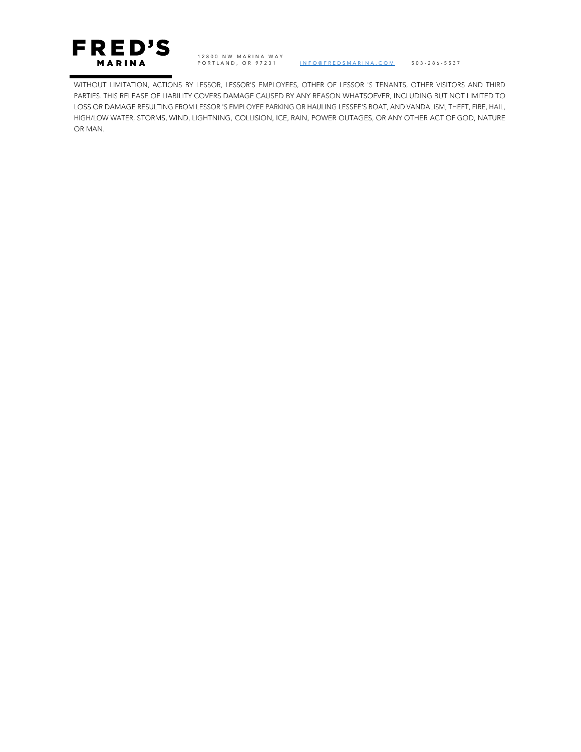WITHOUT LIMITATION, ACTIONS BY LESSOR, LESSOR'S EMPLOYEES, OTHER OF LESSOR 'S TENANTS, OTHER VISITORS AND THIRD PARTIES. THIS RELEASE OF LIABILITY COVERS DAMAGE CAUSED BY ANY REASON WHATSOEVER, INCLUDING BUT NOT LIMITED TO LOSS OR DAMAGE RESULTING FROM LESSOR 'S EMPLOYEE PARKING OR HAULING LESSEE'S BOAT, AND VANDALISM, THEFT, FIRE, HAIL, HIGH/LOW WATER, STORMS, WIND, LIGHTNING, COLLISION, ICE, RAIN, POWER OUTAGES, OR ANY OTHER ACT OF GOD, NATURE OR MAN.